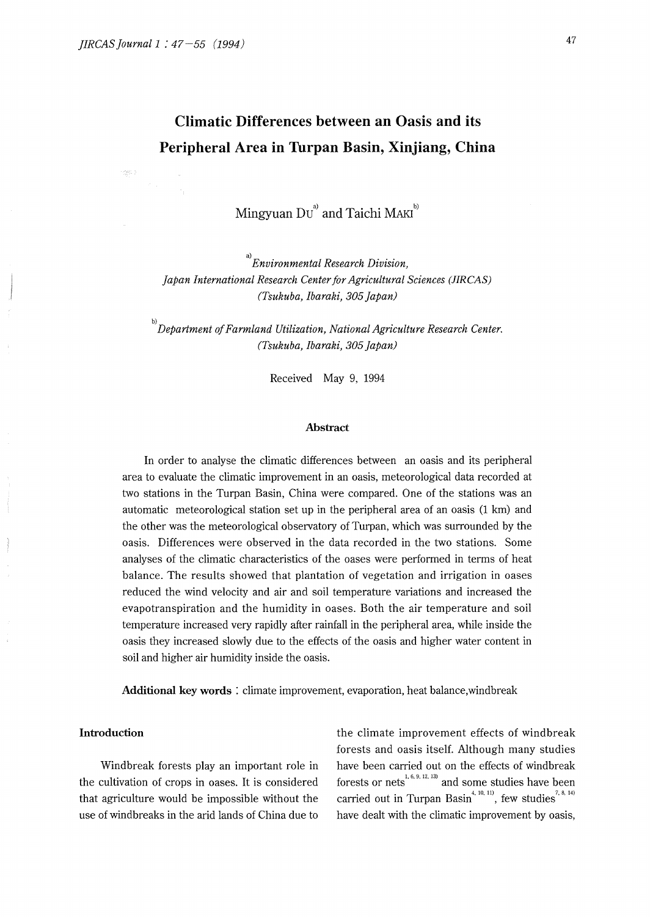# Climatic Differences between an Oasis and its Peripheral Area in Turpan Basin, Xinjiang, China

Mingyuan DU[a] and Taichi MAKI[b]

[a] *Environmental Research Division, Japan International Research Center for Agricultural Sciences (JIRCAS) (Tsukuba, Ibaraki, 305 Japan)*

[b] *Department of Farmland Utilization, National Agriculture Research Center. (Tsukuba, Ibaraki, 305 Japan)*

Received May 9, 1994

### Abstract

In order to analyse the climatic differences between an oasis and its peripheral area to evaluate the climatic improvement in an oasis, meteorological data recorded at two stations in the Turpan Basin, China were compared. One of the stations was an automatic meteorological station set up in the peripheral area of an oasis (1 km) and the other was the meteorological observatory of Turpan, which was surrounded by the oasis. Differences were observed in the data recorded in the two stations. Some analyses of the climatic characteristics of the oases were performed in terms of heat balance. The results showed that plantation of vegetation and irrigation in oases reduced the wind velocity and air and soil temperature variations and increased the evapotranspiration and the humidity in oases. Both the air temperature and soil temperature increased very rapidly after rainfall in the peripheral area, while inside the oasis they increased slowly due to the effects of the oasis and higher water content in soil and higher air humidity inside the oasis.

**Additional key words**: climate improvement, evaporation, heat balance, windbreak

## Introduction

Windbreak forests play an important role in the cultivation of crops in oases. It is considered that agriculture would be impossible without the use of windbreaks in the arid lands of China due to the climate improvement effects of windbreak forests and oasis itself. Although many studies have been carried out on the effects of windbreak forests or nets[1, 6, 9, 12, 13] and some studies have been carried out in Turpan Basin[4, 10, 11], few studies[7, 8, 14] have dealt with the climatic improvement by oasis,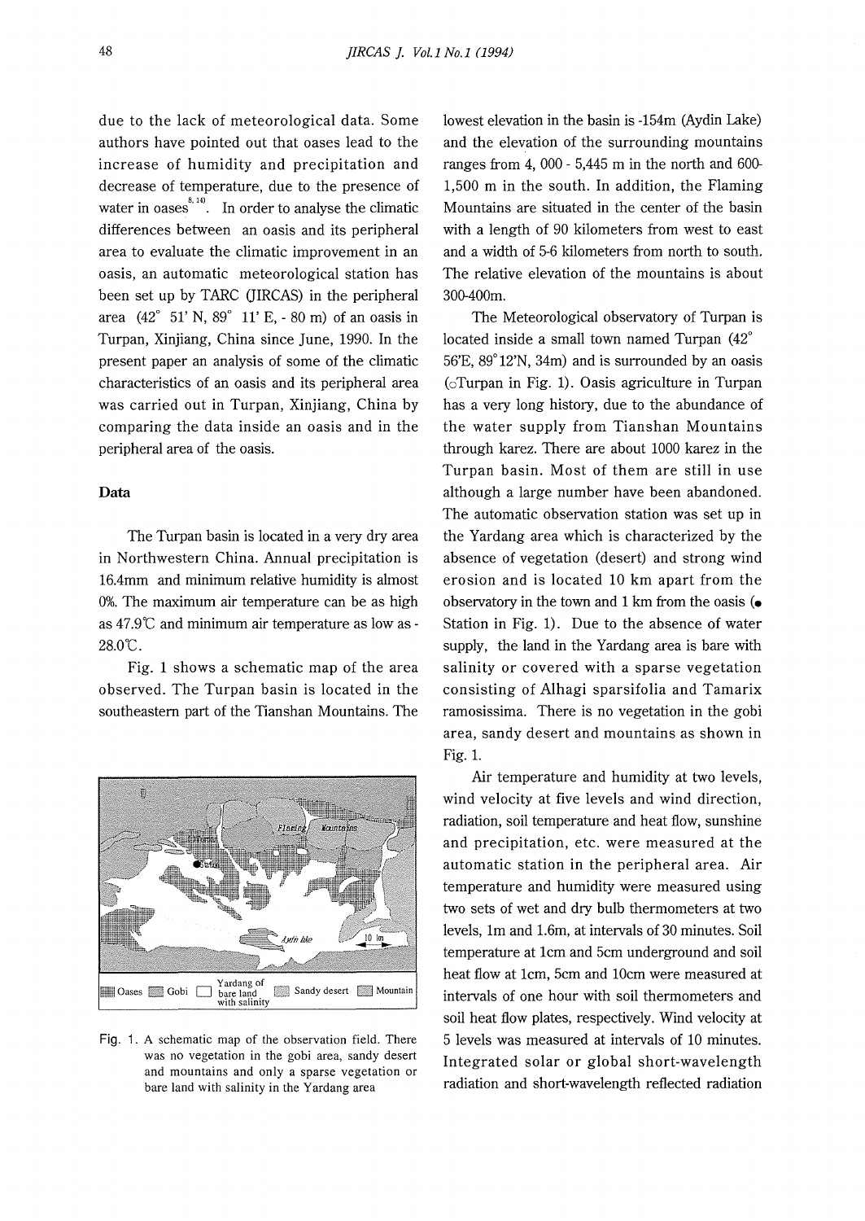due to the lack of meteorological data. Some authors have pointed out that oases lead to the increase of humidity and precipitation and decrease of temperature, due to the presence of water in oases[8, 10]. In order to analyse the climatic differences between an oasis and its peripheral area to evaluate the climatic improvement in an oasis, an automatic meteorological station has been set up by TARC (JIRCAS) in the peripheral area (42° 51' N, 89° 11' E, - 80 m) of an oasis in Turpan, Xinjiang, China since June, 1990. In the present paper an analysis of some of the climatic characteristics of an oasis and its peripheral area was carried out in Turpan, Xinjiang, China by comparing the data inside an oasis and in the peripheral area of the oasis.

## Data

The Turpan basin is located in a very dry area in Northwestern China. Annual precipitation is 16.4mm and minimum relative humidity is almost 0%. The maximum air temperature can be as high as 47.9℃ and minimum air temperature as low as -28.0℃.

Fig. 1 shows a schematic map of the area observed. The Turpan basin is located in the southeastern part of the Tianshan Mountains. The lowest elevation in the basin is -154m (Aydin Lake) and the elevation of the surrounding mountains ranges from 4, 000 - 5,445 m in the north and 600-1,500 m in the south. In addition, the Flaming Mountains are situated in the center of the basin with a length of 90 kilometers from west to east and a width of 5-6 kilometers from north to south. The relative elevation of the mountains is about 300-400m.

Fig. 1. A schematic map of the observation field. There was no vegetation in the gobi area, sandy desert and mountains and only a sparse vegetation or bare land with salinity in the Yardang area

The Meteorological observatory of Turpan is located inside a small town named Turpan (42° 56'E, 89°12'N, 34m) and is surrounded by an oasis (○Turpan in Fig. 1). Oasis agriculture in Turpan has a very long history, due to the abundance of the water supply from Tianshan Mountains through karez. There are about 1000 karez in the Turpan basin. Most of them are still in use although a large number have been abandoned. The automatic observation station was set up in the Yardang area which is characterized by the absence of vegetation (desert) and strong wind erosion and is located 10 km apart from the observatory in the town and 1 km from the oasis (● Station in Fig. 1). Due to the absence of water supply, the land in the Yardang area is bare with salinity or covered with a sparse vegetation consisting of Alhagi sparsifolia and Tamarix ramosissima. There is no vegetation in the gobi area, sandy desert and mountains as shown in Fig. 1.

Air temperature and humidity at two levels, wind velocity at five levels and wind direction, radiation, soil temperature and heat flow, sunshine and precipitation, etc. were measured at the automatic station in the peripheral area. Air temperature and humidity were measured using two sets of wet and dry bulb thermometers at two levels, 1m and 1.6m, at intervals of 30 minutes. Soil temperature at 1cm and 5cm underground and soil heat flow at 1cm, 5cm and 10cm were measured at intervals of one hour with soil thermometers and soil heat flow plates, respectively. Wind velocity at 5 levels was measured at intervals of 10 minutes. Integrated solar or global short-wavelength radiation and short-wavelength reflected radiation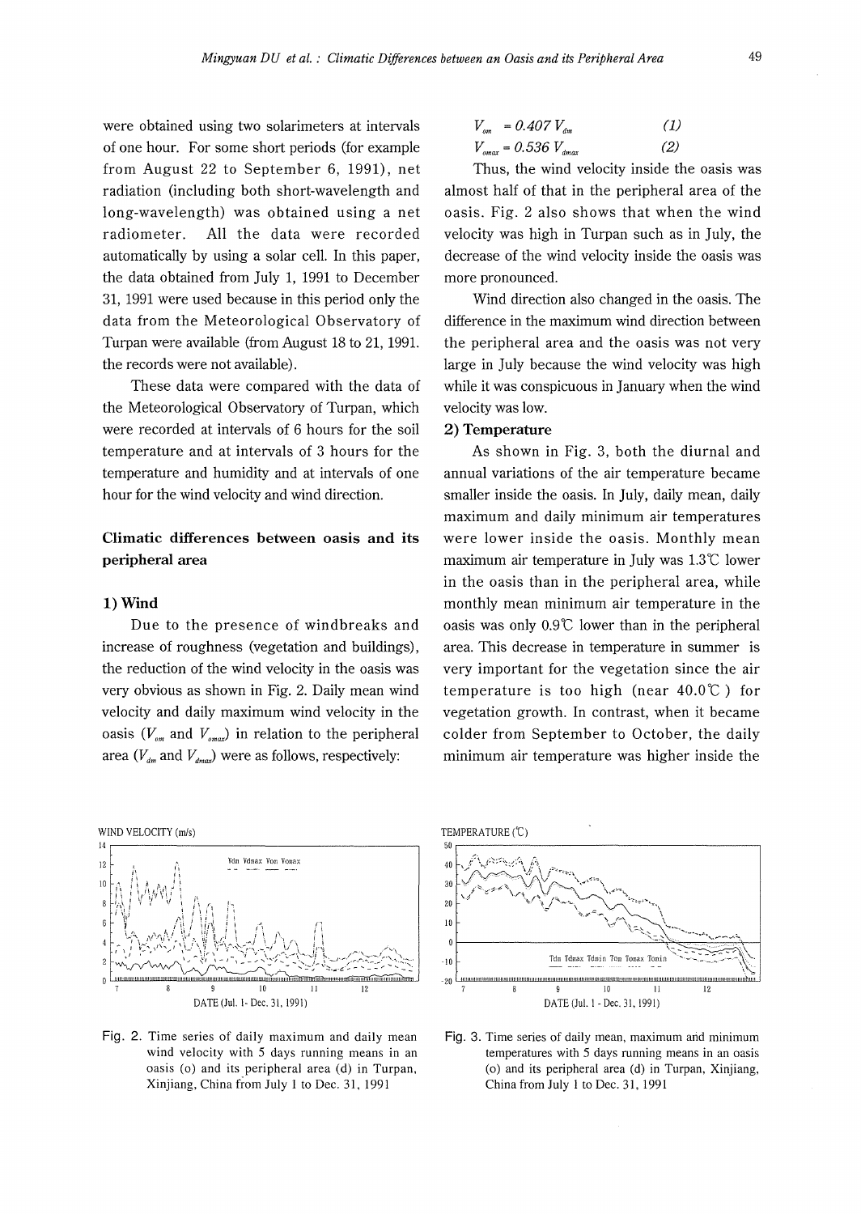were obtained using two solarimeters at intervals of one hour. For some short periods (for example from August 22 to September 6, 1991), net radiation (including both short-wavelength and long-wavelength) was obtained using a net radiometer. All the data were recorded automatically by using a solar cell. In this paper, the data obtained from July 1, 1991 to December 31, 1991 were used because in this period only the data from the Meteorological Observatory of Turpan were available (from August 18 to 21, 1991. the records were not available).

These data were compared with the data of the Meteorological Observatory of Turpan, which were recorded at intervals of 6 hours for the soil temperature and at intervals of 3 hours for the temperature and humidity and at intervals of one hour for the wind velocity and wind direction.

## Climatic differences between oasis and its peripheral area

### 1) Wind

Due to the presence of windbreaks and increase of roughness (vegetation and buildings), the reduction of the wind velocity in the oasis was very obvious as shown in Fig. 2. Daily mean wind velocity and daily maximum wind velocity in the oasis ($V_{om}$ and $V_{omax}$) in relation to the peripheral area ($V_{dm}$ and $V_{dmax}$) were as follows, respectively:

$$V_{om} = 0.407\ V_{dm} \qquad (1)$$

$$V_{omax} = 0.536\ V_{dmax} \qquad (2)$$

Thus, the wind velocity inside the oasis was almost half of that in the peripheral area of the oasis. Fig. 2 also shows that when the wind velocity was high in Turpan such as in July, the decrease of the wind velocity inside the oasis was more pronounced.

Wind direction also changed in the oasis. The difference in the maximum wind direction between the peripheral area and the oasis was not very large in July because the wind velocity was high while it was conspicuous in January when the wind velocity was low.

### 2) Temperature

As shown in Fig. 3, both the diurnal and annual variations of the air temperature became smaller inside the oasis. In July, daily mean, daily maximum and daily minimum air temperatures were lower inside the oasis. Monthly mean maximum air temperature in July was 1.3℃ lower in the oasis than in the peripheral area, while monthly mean minimum air temperature in the oasis was only 0.9℃ lower than in the peripheral area. This decrease in temperature in summer is very important for the vegetation since the air temperature is too high (near 40.0℃) for vegetation growth. In contrast, when it became colder from September to October, the daily minimum air temperature was higher inside the

Fig. 2. Time series of daily maximum and daily mean wind velocity with 5 days running means in an oasis (o) and its peripheral area (d) in Turpan, Xinjiang, China from July 1 to Dec. 31, 1991

Fig. 3. Time series of daily mean, maximum and minimum temperatures with 5 days running means in an oasis (o) and its peripheral area (d) in Turpan, Xinjiang, China from July 1 to Dec. 31, 1991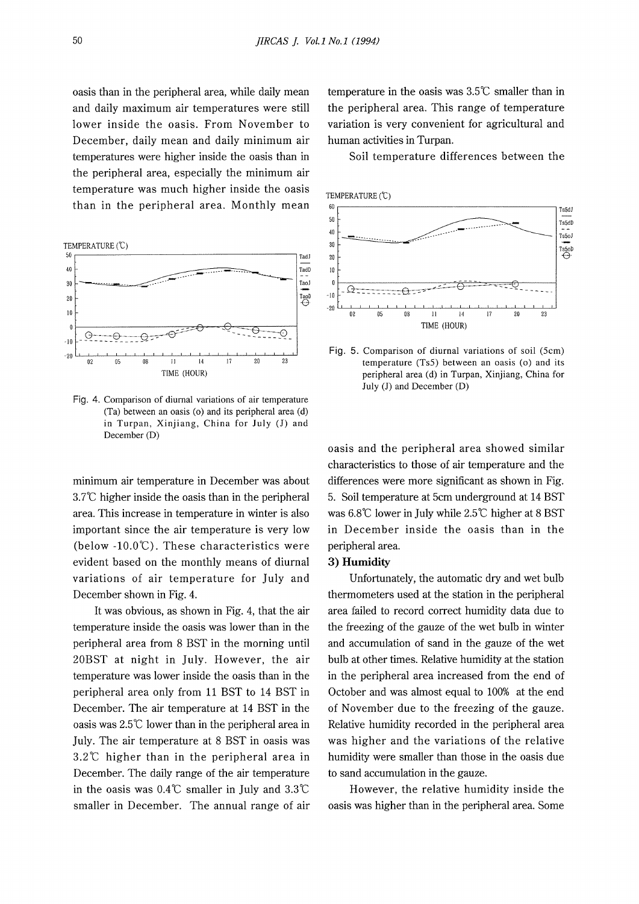oasis than in the peripheral area, while daily mean and daily maximum air temperatures were still lower inside the oasis. From November to December, daily mean and daily minimum air temperatures were higher inside the oasis than in the peripheral area, especially the minimum air temperature was much higher inside the oasis than in the peripheral area. Monthly mean minimum air temperature in December was about 3.7℃ higher inside the oasis than in the peripheral area. This increase in temperature in winter is also important since the air temperature is very low (below -10.0℃). These characteristics were evident based on the monthly means of diurnal variations of air temperature for July and December shown in Fig. 4.

Fig. 4. Comparison of diurnal variations of air temperature (Ta) between an oasis (o) and its peripheral area (d) in Turpan, Xinjiang, China for July (J) and December (D)

It was obvious, as shown in Fig. 4, that the air temperature inside the oasis was lower than in the peripheral area from 8 BST in the morning until 20BST at night in July. However, the air temperature was lower inside the oasis than in the peripheral area only from 11 BST to 14 BST in December. The air temperature at 14 BST in the oasis was 2.5℃ lower than in the peripheral area in July. The air temperature at 8 BST in oasis was 3.2℃ higher than in the peripheral area in December. The daily range of the air temperature in the oasis was 0.4℃ smaller in July and 3.3℃ smaller in December. The annual range of air temperature in the oasis was 3.5℃ smaller than in the peripheral area. This range of temperature variation is very convenient for agricultural and human activities in Turpan.

Soil temperature differences between the oasis and the peripheral area showed similar characteristics to those of air temperature and the differences were more significant as shown in Fig. 5. Soil temperature at 5cm underground at 14 BST was 6.8℃ lower in July while 2.5℃ higher at 8 BST in December inside the oasis than in the peripheral area.

Fig. 5. Comparison of diurnal variations of soil (5cm) temperature (Ts5) between an oasis (o) and its peripheral area (d) in Turpan, Xinjiang, China for July (J) and December (D)

### 3) Humidity

Unfortunately, the automatic dry and wet bulb thermometers used at the station in the peripheral area failed to record correct humidity data due to the freezing of the gauze of the wet bulb in winter and accumulation of sand in the gauze of the wet bulb at other times. Relative humidity at the station in the peripheral area increased from the end of October and was almost equal to 100% at the end of November due to the freezing of the gauze. Relative humidity recorded in the peripheral area was higher and the variations of the relative humidity were smaller than those in the oasis due to sand accumulation in the gauze.

However, the relative humidity inside the oasis was higher than in the peripheral area. Some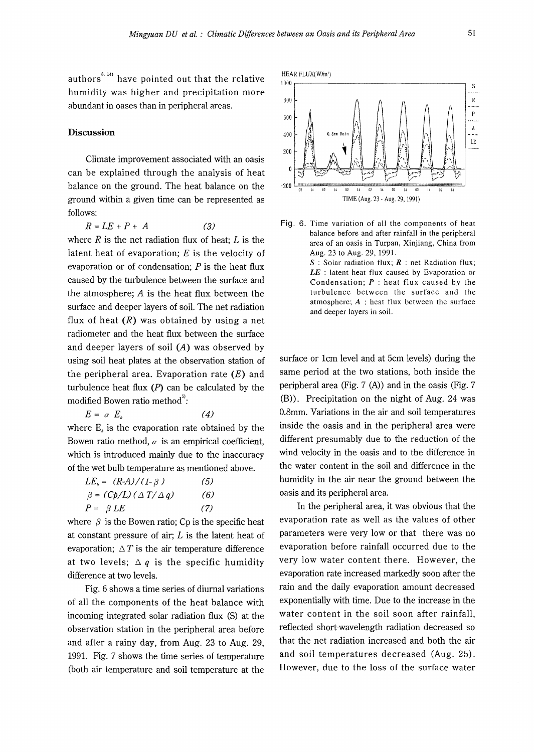authors[8, 14] have pointed out that the relative humidity was higher and precipitation more abundant in oases than in peripheral areas.

## Discussion

Climate improvement associated with an oasis can be explained through the analysis of heat balance on the ground. The heat balance on the ground within a given time can be represented as follows:

$$R = LE + P + A \qquad (3)$$

where $R$ is the net radiation flux of heat; $L$ is the latent heat of evaporation; $E$ is the velocity of evaporation or of condensation; $P$ is the heat flux caused by the turbulence between the surface and the atmosphere; $A$ is the heat flux between the surface and deeper layers of soil. The net radiation flux of heat ($R$) was obtained by using a net radiometer and the heat flux between the surface and deeper layers of soil ($A$) was observed by using soil heat plates at the observation station of the peripheral area. Evaporation rate ($E$) and turbulence heat flux ($P$) can be calculated by the modified Bowen ratio method[5]:

$$E = \alpha \ E_b \qquad (4)$$

where $E_b$ is the evaporation rate obtained by the Bowen ratio method, $\alpha$ is an empirical coefficient, which is introduced mainly due to the inaccuracy of the wet bulb temperature as mentioned above.

$$LE_b = (R\text{-}A)/(1\text{-}\beta) \qquad (5)$$

$$\beta = (Cp/L)(\Delta T/\Delta q) \qquad (6)$$

$$P = \beta LE \qquad (7)$$

where $\beta$ is the Bowen ratio; Cp is the specific heat at constant pressure of air; $L$ is the latent heat of evaporation; $\Delta T$ is the air temperature difference at two levels; $\Delta q$ is the specific humidity difference at two levels.

Fig. 6 shows a time series of diurnal variations of all the components of the heat balance with incoming integrated solar radiation flux (S) at the observation station in the peripheral area before and after a rainy day, from Aug. 23 to Aug. 29, 1991. Fig. 7 shows the time series of temperature (both air temperature and soil temperature at the surface or 1cm level and at 5cm levels) during the same period at the two stations, both inside the peripheral area (Fig. 7 (A)) and in the oasis (Fig. 7 (B)). Precipitation on the night of Aug. 24 was 0.8mm. Variations in the air and soil temperatures inside the oasis and in the peripheral area were different presumably due to the reduction of the wind velocity in the oasis and to the difference in the water content in the soil and difference in the humidity in the air near the ground between the oasis and its peripheral area.

Fig. 6. Time variation of all the components of heat balance before and after rainfall in the peripheral area of an oasis in Turpan, Xinjiang, China from Aug. 23 to Aug. 29, 1991.
*S* : Solar radiation flux; ***R*** : net Radiation flux; ***LE*** : latent heat flux caused by Evaporation or Condensation; ***P*** : heat flux caused by the turbulence between the surface and the atmosphere; ***A*** : heat flux between the surface and deeper layers in soil.

In the peripheral area, it was obvious that the evaporation rate as well as the values of other parameters were very low or that there was no evaporation before rainfall occurred due to the very low water content there. However, the evaporation rate increased markedly soon after the rain and the daily evaporation amount decreased exponentially with time. Due to the increase in the water content in the soil soon after rainfall, reflected short-wavelength radiation decreased so that the net radiation increased and both the air and soil temperatures decreased (Aug. 25). However, due to the loss of the surface water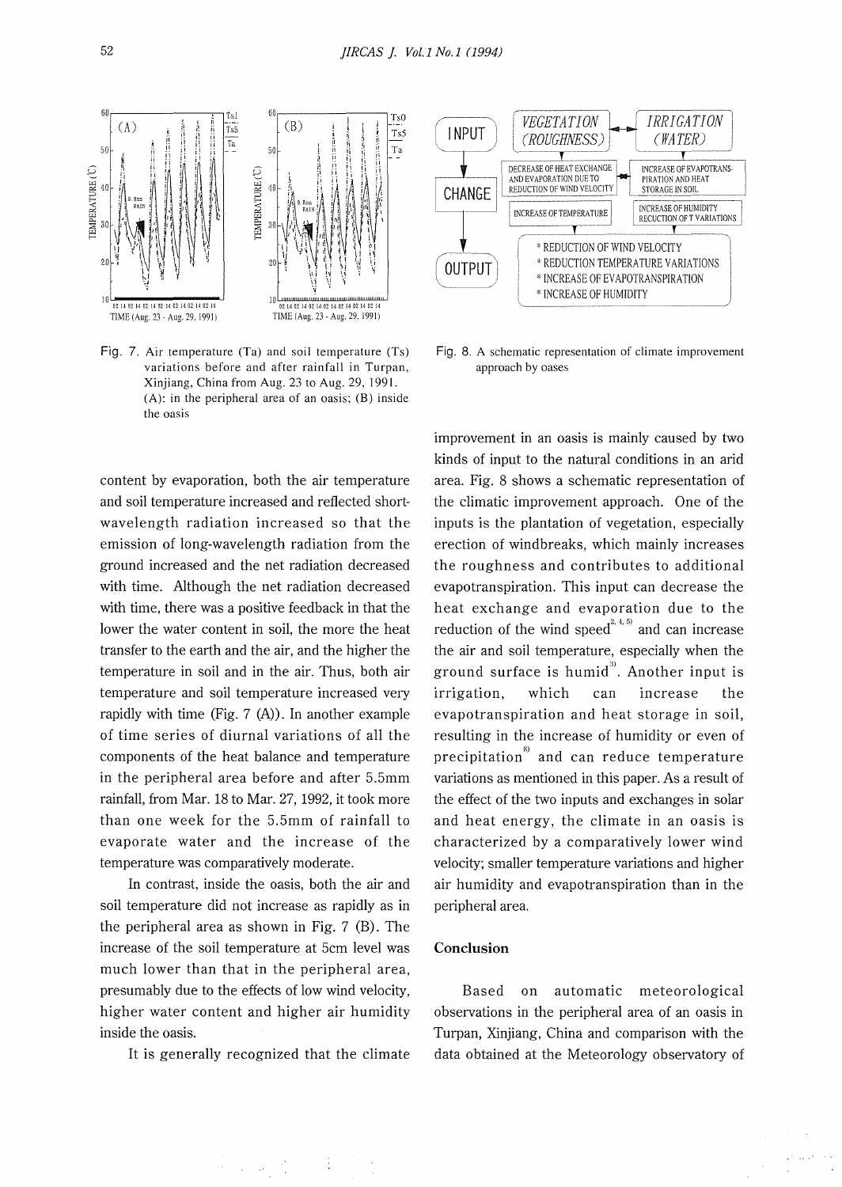Fig. 7. Air temperature (Ta) and soil temperature (Ts) variations before and after rainfall in Turpan, Xinjiang, China from Aug. 23 to Aug. 29, 1991. (A): in the peripheral area of an oasis; (B) inside the oasis

Fig. 8. A schematic representation of climate improvement approach by oases

content by evaporation, both the air temperature and soil temperature increased and reflected short-wavelength radiation increased so that the emission of long-wavelength radiation from the ground increased and the net radiation decreased with time. Although the net radiation decreased with time, there was a positive feedback in that the lower the water content in soil, the more the heat transfer to the earth and the air, and the higher the temperature in soil and in the air. Thus, both air temperature and soil temperature increased very rapidly with time (Fig. 7 (A)). In another example of time series of diurnal variations of all the components of the heat balance and temperature in the peripheral area before and after 5.5mm rainfall, from Mar. 18 to Mar. 27, 1992, it took more than one week for the 5.5mm of rainfall to evaporate water and the increase of the temperature was comparatively moderate.

In contrast, inside the oasis, both the air and soil temperature did not increase as rapidly as in the peripheral area as shown in Fig. 7 (B). The increase of the soil temperature at 5cm level was much lower than that in the peripheral area, presumably due to the effects of low wind velocity, higher water content and higher air humidity inside the oasis.

It is generally recognized that the climate improvement in an oasis is mainly caused by two kinds of input to the natural conditions in an arid area. Fig. 8 shows a schematic representation of the climatic improvement approach. One of the inputs is the plantation of vegetation, especially erection of windbreaks, which mainly increases the roughness and contributes to additional evapotranspiration. This input can decrease the heat exchange and evaporation due to the reduction of the wind speed[2, 4, 5] and can increase the air and soil temperature, especially when the ground surface is humid[3]. Another input is irrigation, which can increase the evapotranspiration and heat storage in soil, resulting in the increase of humidity or even of precipitation[8] and can reduce temperature variations as mentioned in this paper. As a result of the effect of the two inputs and exchanges in solar and heat energy, the climate in an oasis is characterized by a comparatively lower wind velocity; smaller temperature variations and higher air humidity and evapotranspiration than in the peripheral area.

## Conclusion

Based on automatic meteorological observations in the peripheral area of an oasis in Turpan, Xinjiang, China and comparison with the data obtained at the Meteorology observatory of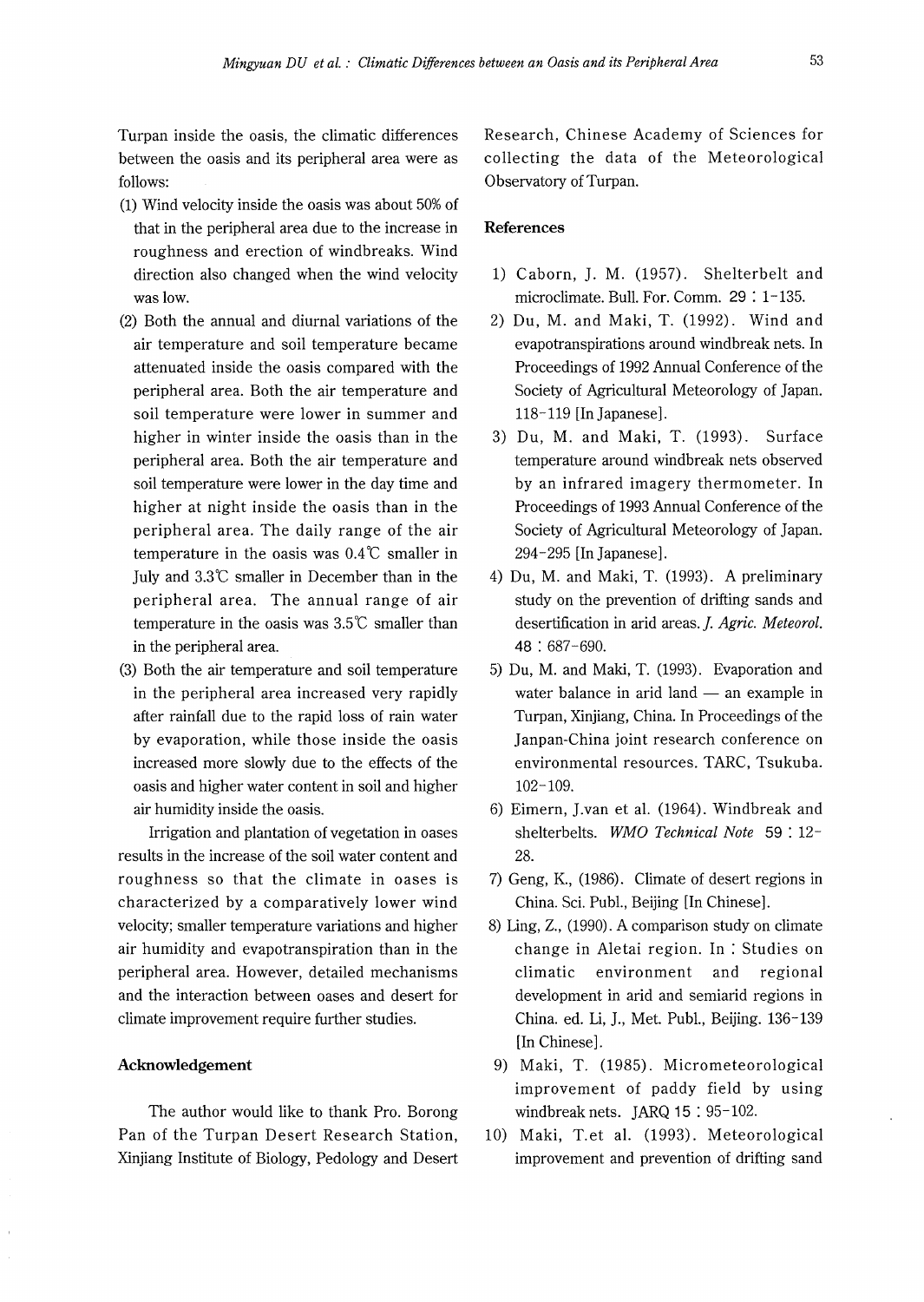Turpan inside the oasis, the climatic differences between the oasis and its peripheral area were as follows:

(1) Wind velocity inside the oasis was about 50% of that in the peripheral area due to the increase in roughness and erection of windbreaks. Wind direction also changed when the wind velocity was low.

(2) Both the annual and diurnal variations of the air temperature and soil temperature became attenuated inside the oasis compared with the peripheral area. Both the air temperature and soil temperature were lower in summer and higher in winter inside the oasis than in the peripheral area. Both the air temperature and soil temperature were lower in the day time and higher at night inside the oasis than in the peripheral area. The daily range of the air temperature in the oasis was 0.4℃ smaller in July and 3.3℃ smaller in December than in the peripheral area. The annual range of air temperature in the oasis was 3.5℃ smaller than in the peripheral area.

(3) Both the air temperature and soil temperature in the peripheral area increased very rapidly after rainfall due to the rapid loss of rain water by evaporation, while those inside the oasis increased more slowly due to the effects of the oasis and higher water content in soil and higher air humidity inside the oasis.

Irrigation and plantation of vegetation in oases results in the increase of the soil water content and roughness so that the climate in oases is characterized by a comparatively lower wind velocity; smaller temperature variations and higher air humidity and evapotranspiration than in the peripheral area. However, detailed mechanisms and the interaction between oases and desert for climate improvement require further studies.

### Acknowledgement

The author would like to thank Pro. Borong Pan of the Turpan Desert Research Station, Xinjiang Institute of Biology, Pedology and Desert Research, Chinese Academy of Sciences for collecting the data of the Meteorological Observatory of Turpan.

### References

1) Caborn, J. M. (1957). Shelterbelt and microclimate. Bull. For. Comm. 29 : 1-135.
2) Du, M. and Maki, T. (1992). Wind and evapotranspirations around windbreak nets. In Proceedings of 1992 Annual Conference of the Society of Agricultural Meteorology of Japan. 118-119 [In Japanese].
3) Du, M. and Maki, T. (1993). Surface temperature around windbreak nets observed by an infrared imagery thermometer. In Proceedings of 1993 Annual Conference of the Society of Agricultural Meteorology of Japan. 294-295 [In Japanese].
4) Du, M. and Maki, T. (1993). A preliminary study on the prevention of drifting sands and desertification in arid areas. *J. Agric. Meteorol.* 48 : 687-690.
5) Du, M. and Maki, T. (1993). Evaporation and water balance in arid land — an example in Turpan, Xinjiang, China. In Proceedings of the Janpan-China joint research conference on environmental resources. TARC, Tsukuba. 102-109.
6) Eimern, J.van et al. (1964). Windbreak and shelterbelts. *WMO Technical Note* 59 : 12-28.
7) Geng, K., (1986). Climate of desert regions in China. Sci. Publ., Beijing [In Chinese].
8) Ling, Z., (1990). A comparison study on climate change in Aletai region. In : Studies on climatic environment and regional development in arid and semiarid regions in China. ed. Li, J., Met. Publ., Beijing. 136-139 [In Chinese].
9) Maki, T. (1985). Micrometeorological improvement of paddy field by using windbreak nets. JARQ 15 : 95-102.
10) Maki, T.et al. (1993). Meteorological improvement and prevention of drifting sand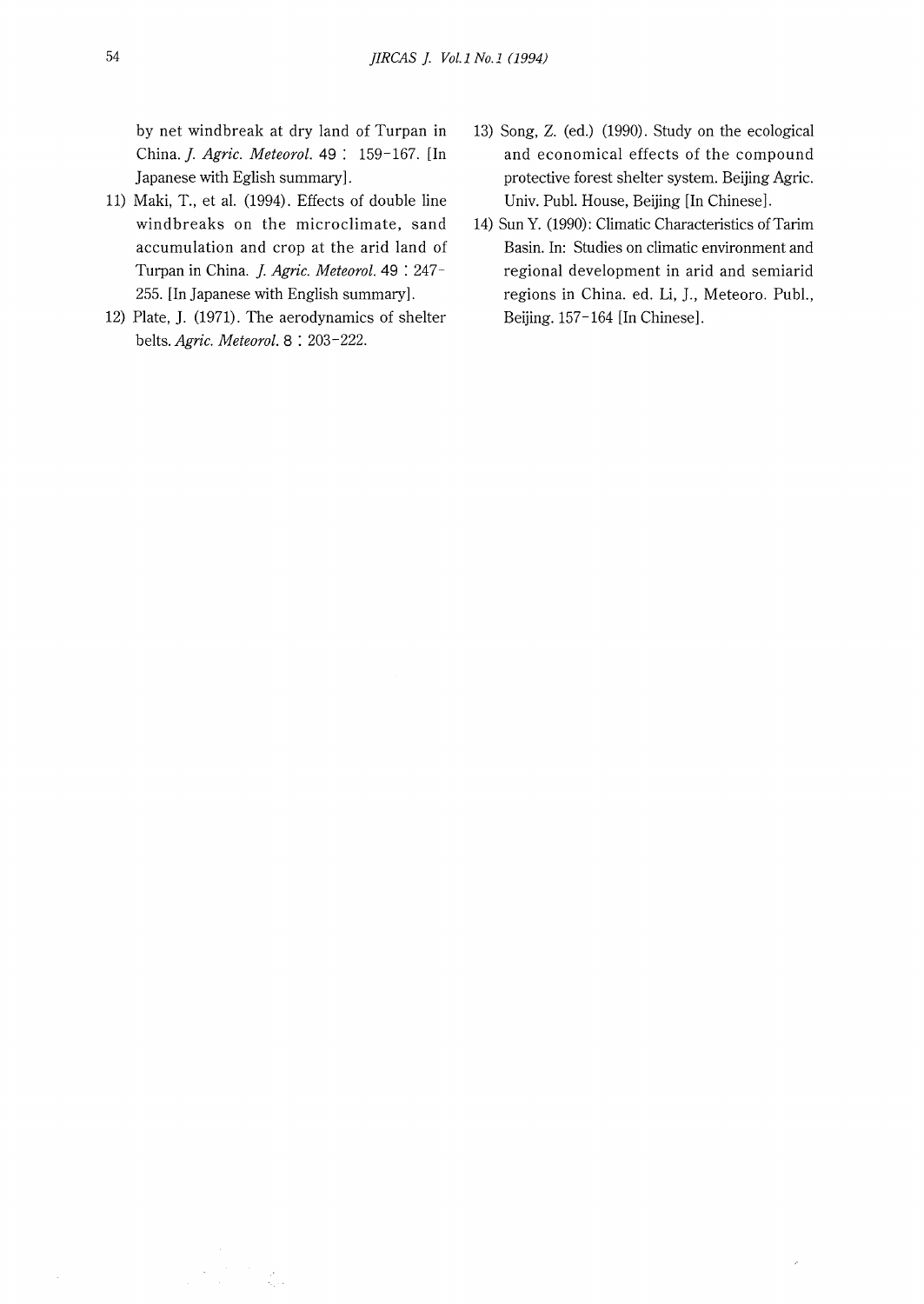by net windbreak at dry land of Turpan in China. *J. Agric. Meteorol.* 49 : 159-167. [In Japanese with Eglish summary].

11) Maki, T., et al. (1994). Effects of double line windbreaks on the microclimate, sand accumulation and crop at the arid land of Turpan in China. *J. Agric. Meteorol.* 49 : 247-255. [In Japanese with English summary].

12) Plate, J. (1971). The aerodynamics of shelter belts. *Agric. Meteorol.* 8 : 203-222.

13) Song, Z. (ed.) (1990). Study on the ecological and economical effects of the compound protective forest shelter system. Beijing Agric. Univ. Publ. House, Beijing [In Chinese].

14) Sun Y. (1990): Climatic Characteristics of Tarim Basin. In: Studies on climatic environment and regional development in arid and semiarid regions in China. ed. Li, J., Meteoro. Publ., Beijing. 157-164 [In Chinese].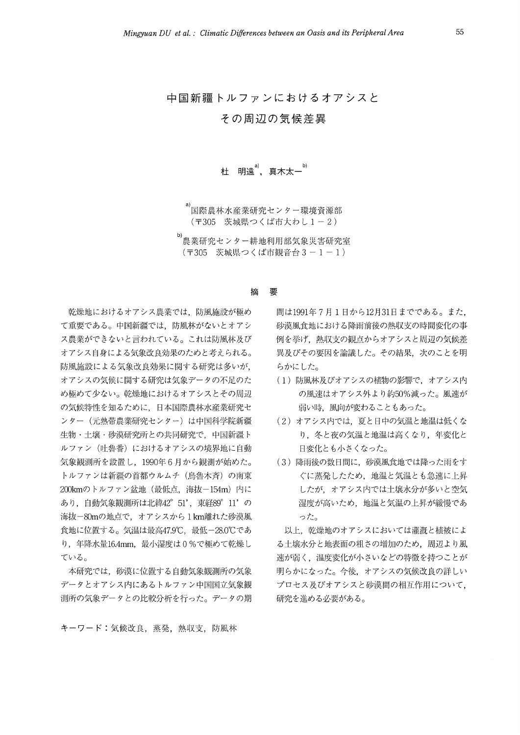# 中国新疆トルファンにおけるオアシスとその周辺の気候差異

杜　明遠[a]，真木太一[b]

[a]国際農林水産業研究センター環境資源部
（〒305　茨城県つくば市大わし１－２）

[b]農業研究センター耕地利用部気象災害研究室
（〒305　茨城県つくば市観音台３－１－１）

## 摘　要

乾燥地におけるオアシス農業では，防風施設が極めて重要である。中国新疆では，防風林がないとオアシス農業ができないと言われている。これは防風林及びオアシス自身による気象改良効果のためと考えられる。防風施設による気象改良効果に関する研究は多いが，オアシスの気候に関する研究は気象データの不足のため極めて少ない。乾燥地におけるオアシスとその周辺の気候特性を知るために，日本国際農林水産業研究センター（元熱帯農業研究センター）は中国科学院新疆生物・土壌・砂漠研究所との共同研究で，中国新疆トルファン（吐魯番）におけるオアシスの境界地に自動気象観測所を設置し，1990年６月から観測が始めた。トルファンは新疆の首都ウルムチ（烏魯木斉）の南東200kmのトルファン盆地（最低点，海抜－154m）内にあり，自動気象観測所は北緯42°51'，東経89°11'の海抜－80mの地点で，オアシスから１km離れた砂漠風食地に位置する。気温は最高47.9℃，最低－28.0℃であり，年降水量16.4mm，最小湿度は０％で極めて乾燥している。

本研究では，砂漠に位置する自動気象観測所の気象データとオアシス内にあるトルファン中国国立気象観測所の気象データとの比較分析を行った。データの期間は1991年７月１日から12月31日までである。また，砂漠風食地における降雨前後の熱収支の時間変化の事例を挙げ，熱収支の観点からオアシスと周辺の気候差異及びその要因を論議した。その結果，次のことを明らかにした。

（１）防風林及びオアシスの植物の影響で，オアシス内の風速はオアシス外より約50％減った。風速が弱い時，風向が変わることもあった。

（２）オアシス内では，夏と日中の気温と地温は低くなり，冬と夜の気温と地温は高くなり，年変化と日変化とも小さくなった。

（３）降雨後の数日間に，砂漠風食地では降った雨をすぐに蒸発したため，地温と気温とも急速に上昇したが，オアシス内では土壌水分が多いと空気湿度が高いため，地温と気温の上昇が緩慢であった。

以上，乾燥地のオアシスにおいては灌漑と植被による土壌水分と地表面の粗さの増加のため，周辺より風速が弱く，温度変化が小さいなどの特徴を持つことが明らかになった。今後，オアシスの気候改良の詳しいプロセス及びオアシスと砂漠間の相互作用について，研究を進める必要がある。

キーワード：気候改良，蒸発，熱収支，防風林